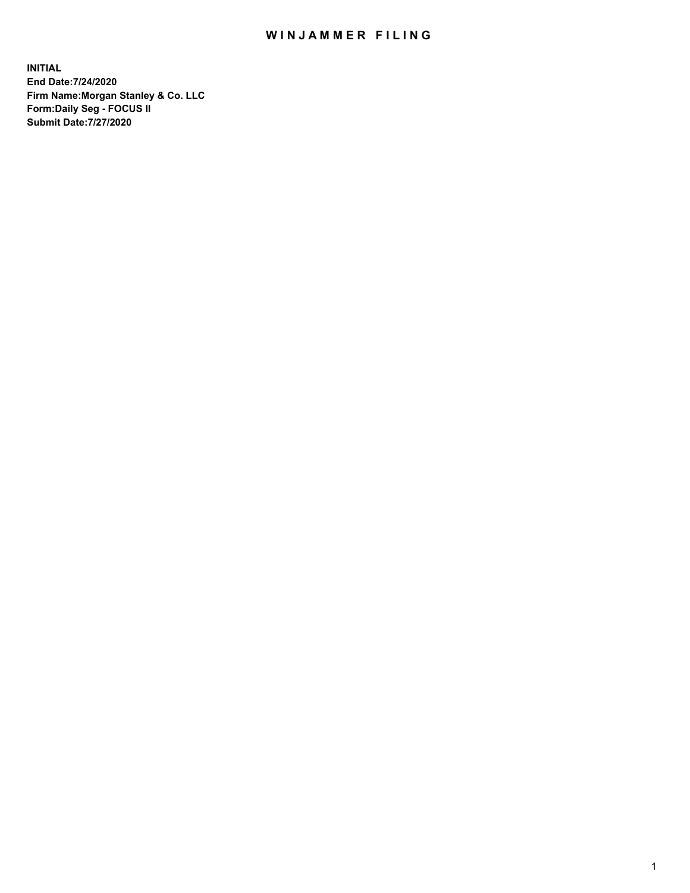# WINJAMMER FILING

**INITIAL**
**End Date:7/24/2020**
**Firm Name:Morgan Stanley & Co. LLC**
**Form:Daily Seg - FOCUS II**
**Submit Date:7/27/2020**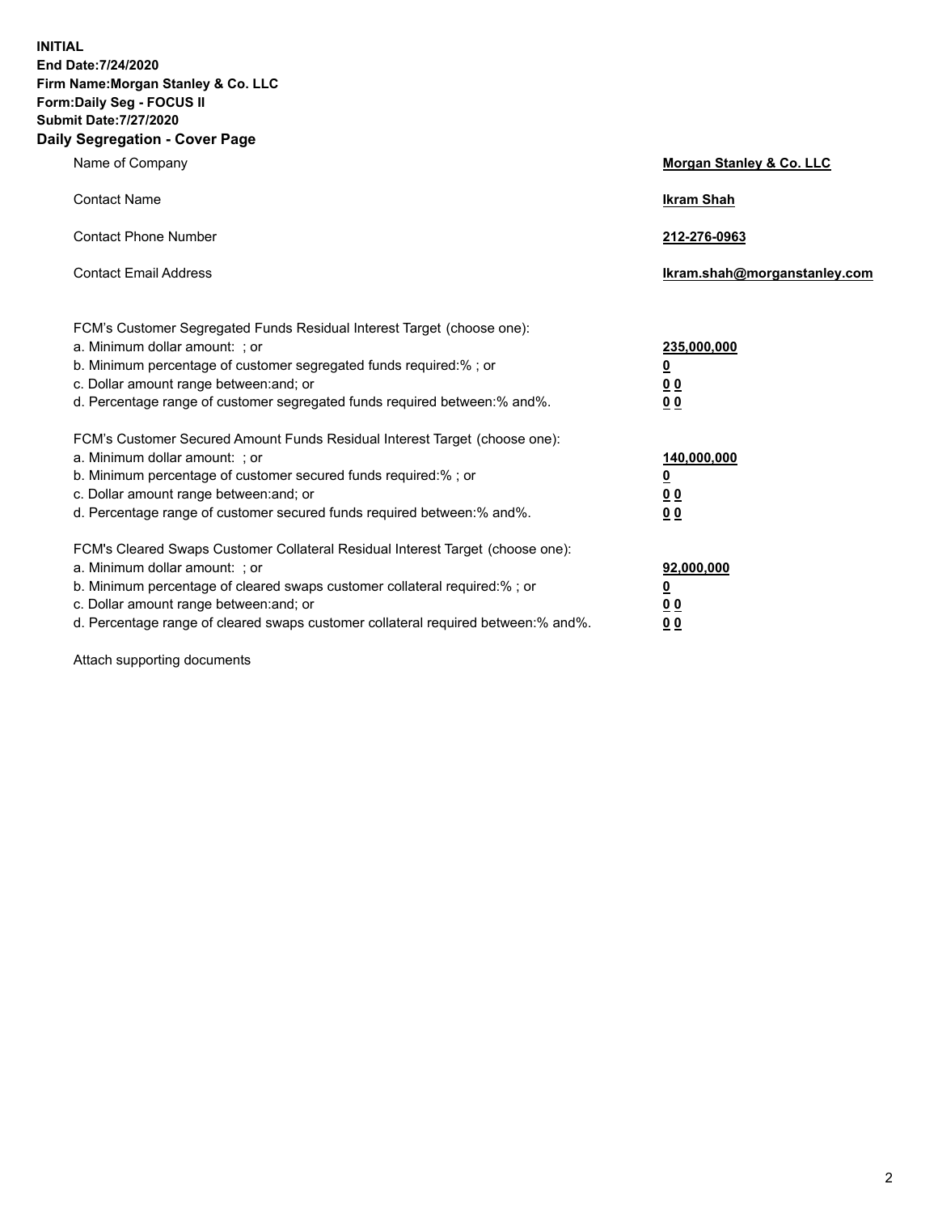**INITIAL**
**End Date:7/24/2020**
**Firm Name:Morgan Stanley & Co. LLC**
**Form:Daily Seg - FOCUS II**
**Submit Date:7/27/2020**

## Daily Segregation - Cover Page

| | |
|---|---|
| Name of Company | **Morgan Stanley & Co. LLC** |
| Contact Name | **Ikram Shah** |
| Contact Phone Number | **212-276-0963** |
| Contact Email Address | **Ikram.shah@morganstanley.com** |

| | |
|---|---|
| FCM's Customer Segregated Funds Residual Interest Target (choose one): | |
| a. Minimum dollar amount: ; or | **235,000,000** |
| b. Minimum percentage of customer segregated funds required:% ; or | **0** |
| c. Dollar amount range between:and; or | **0 0** |
| d. Percentage range of customer segregated funds required between:% and%. | **0 0** |
| FCM's Customer Secured Amount Funds Residual Interest Target (choose one): | |
| a. Minimum dollar amount: ; or | **140,000,000** |
| b. Minimum percentage of customer secured funds required:% ; or | **0** |
| c. Dollar amount range between:and; or | **0 0** |
| d. Percentage range of customer secured funds required between:% and%. | **0 0** |
| FCM's Cleared Swaps Customer Collateral Residual Interest Target (choose one): | |
| a. Minimum dollar amount: ; or | **92,000,000** |
| b. Minimum percentage of cleared swaps customer collateral required:% ; or | **0** |
| c. Dollar amount range between:and; or | **0 0** |
| d. Percentage range of cleared swaps customer collateral required between:% and%. | **0 0** |

Attach supporting documents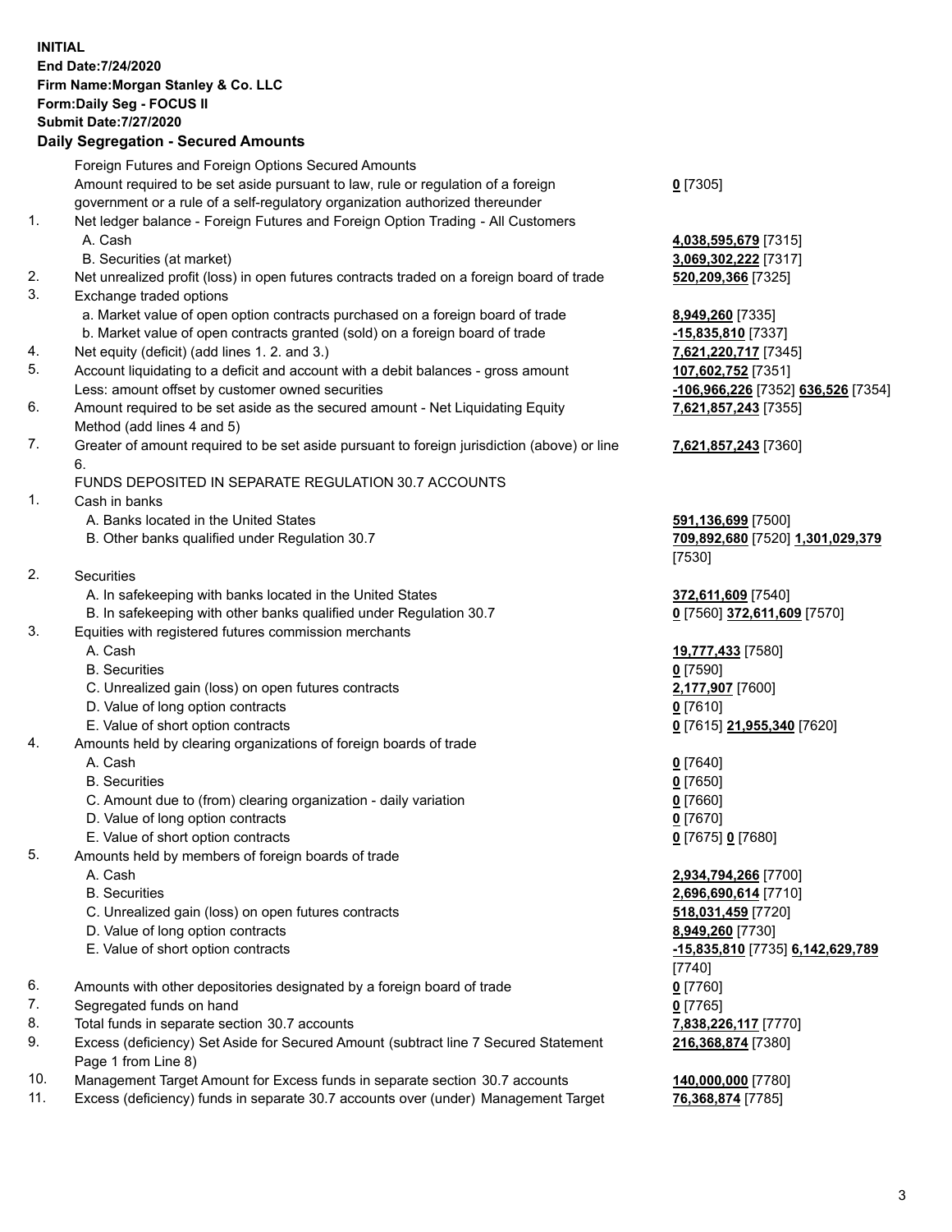**INITIAL**
**End Date:7/24/2020**
**Firm Name:Morgan Stanley & Co. LLC**
**Form:Daily Seg - FOCUS II**
**Submit Date:7/27/2020**

**Daily Segregation - Secured Amounts**

| | | |
|---|---|---|
| | Foreign Futures and Foreign Options Secured Amounts | |
| | Amount required to be set aside pursuant to law, rule or regulation of a foreign government or a rule of a self-regulatory organization authorized thereunder | **0** [7305] |
| 1. | Net ledger balance - Foreign Futures and Foreign Option Trading - All Customers | |
| | A. Cash | **4,038,595,679** [7315] |
| | B. Securities (at market) | **3,069,302,222** [7317] |
| 2. | Net unrealized profit (loss) in open futures contracts traded on a foreign board of trade | **520,209,366** [7325] |
| 3. | Exchange traded options | |
| | a. Market value of open option contracts purchased on a foreign board of trade | **8,949,260** [7335] |
| | b. Market value of open contracts granted (sold) on a foreign board of trade | **-15,835,810** [7337] |
| 4. | Net equity (deficit) (add lines 1. 2. and 3.) | **7,621,220,717** [7345] |
| 5. | Account liquidating to a deficit and account with a debit balances - gross amount | **107,602,752** [7351] |
| | Less: amount offset by customer owned securities | **-106,966,226** [7352] **636,526** [7354] |
| 6. | Amount required to be set aside as the secured amount - Net Liquidating Equity Method (add lines 4 and 5) | **7,621,857,243** [7355] |
| 7. | Greater of amount required to be set aside pursuant to foreign jurisdiction (above) or line 6. | **7,621,857,243** [7360] |
| | FUNDS DEPOSITED IN SEPARATE REGULATION 30.7 ACCOUNTS | |
| 1. | Cash in banks | |
| | A. Banks located in the United States | **591,136,699** [7500] |
| | B. Other banks qualified under Regulation 30.7 | **709,892,680** [7520] **1,301,029,379** [7530] |
| 2. | Securities | |
| | A. In safekeeping with banks located in the United States | **372,611,609** [7540] |
| | B. In safekeeping with other banks qualified under Regulation 30.7 | **0** [7560] **372,611,609** [7570] |
| 3. | Equities with registered futures commission merchants | |
| | A. Cash | **19,777,433** [7580] |
| | B. Securities | **0** [7590] |
| | C. Unrealized gain (loss) on open futures contracts | **2,177,907** [7600] |
| | D. Value of long option contracts | **0** [7610] |
| | E. Value of short option contracts | **0** [7615] **21,955,340** [7620] |
| 4. | Amounts held by clearing organizations of foreign boards of trade | |
| | A. Cash | **0** [7640] |
| | B. Securities | **0** [7650] |
| | C. Amount due to (from) clearing organization - daily variation | **0** [7660] |
| | D. Value of long option contracts | **0** [7670] |
| | E. Value of short option contracts | **0** [7675] **0** [7680] |
| 5. | Amounts held by members of foreign boards of trade | |
| | A. Cash | **2,934,794,266** [7700] |
| | B. Securities | **2,696,690,614** [7710] |
| | C. Unrealized gain (loss) on open futures contracts | **518,031,459** [7720] |
| | D. Value of long option contracts | **8,949,260** [7730] |
| | E. Value of short option contracts | **-15,835,810** [7735] **6,142,629,789** [7740] |
| 6. | Amounts with other depositories designated by a foreign board of trade | **0** [7760] |
| 7. | Segregated funds on hand | **0** [7765] |
| 8. | Total funds in separate section 30.7 accounts | **7,838,226,117** [7770] |
| 9. | Excess (deficiency) Set Aside for Secured Amount (subtract line 7 Secured Statement Page 1 from Line 8) | **216,368,874** [7380] |
| 10. | Management Target Amount for Excess funds in separate section 30.7 accounts | **140,000,000** [7780] |
| 11. | Excess (deficiency) funds in separate 30.7 accounts over (under) Management Target | **76,368,874** [7785] |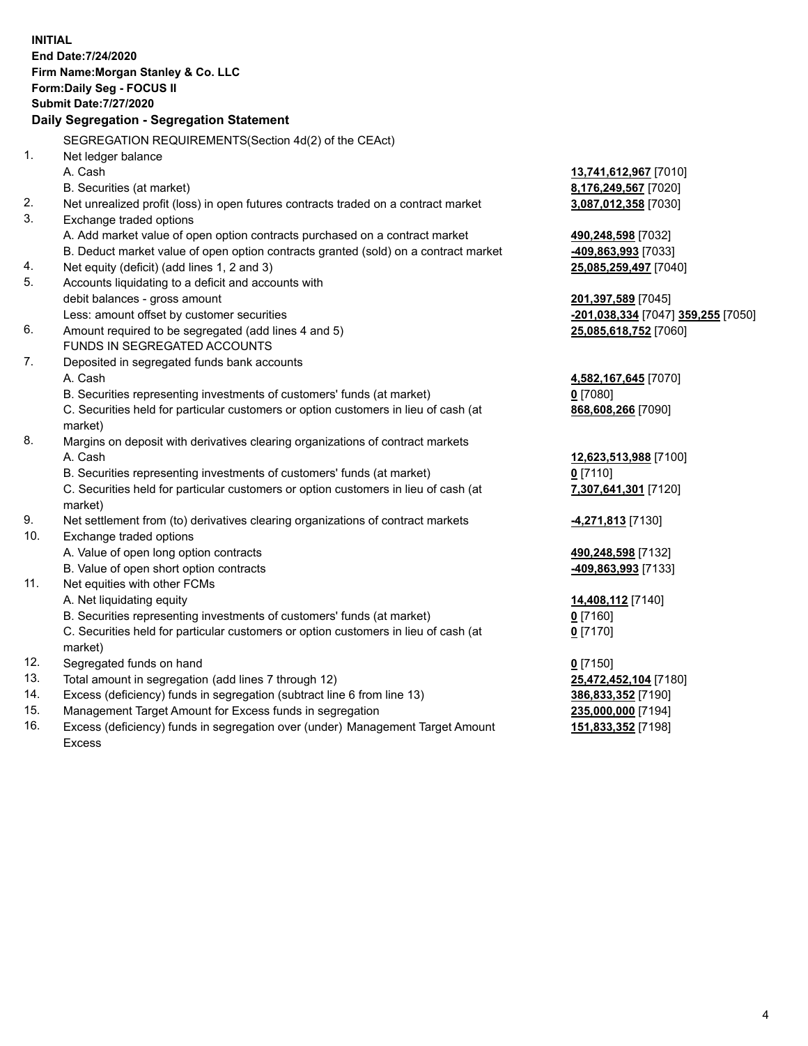**INITIAL**
**End Date:7/24/2020**
**Firm Name:Morgan Stanley & Co. LLC**
**Form:Daily Seg - FOCUS II**
**Submit Date:7/27/2020**

## Daily Segregation - Segregation Statement

SEGREGATION REQUIREMENTS(Section 4d(2) of the CEAct)

| | | |
|---|---|---|
| 1. | Net ledger balance | |
| | A. Cash | **13,741,612,967** [7010] |
| | B. Securities (at market) | **8,176,249,567** [7020] |
| 2. | Net unrealized profit (loss) in open futures contracts traded on a contract market | **3,087,012,358** [7030] |
| 3. | Exchange traded options | |
| | A. Add market value of open option contracts purchased on a contract market | **490,248,598** [7032] |
| | B. Deduct market value of open option contracts granted (sold) on a contract market | **-409,863,993** [7033] |
| 4. | Net equity (deficit) (add lines 1, 2 and 3) | **25,085,259,497** [7040] |
| 5. | Accounts liquidating to a deficit and accounts with debit balances - gross amount | **201,397,589** [7045] |
| | Less: amount offset by customer securities | **-201,038,334** [7047] **359,255** [7050] |
| 6. | Amount required to be segregated (add lines 4 and 5) | **25,085,618,752** [7060] |
| | FUNDS IN SEGREGATED ACCOUNTS | |
| 7. | Deposited in segregated funds bank accounts | |
| | A. Cash | **4,582,167,645** [7070] |
| | B. Securities representing investments of customers' funds (at market) | **0** [7080] |
| | C. Securities held for particular customers or option customers in lieu of cash (at market) | **868,608,266** [7090] |
| 8. | Margins on deposit with derivatives clearing organizations of contract markets | |
| | A. Cash | **12,623,513,988** [7100] |
| | B. Securities representing investments of customers' funds (at market) | **0** [7110] |
| | C. Securities held for particular customers or option customers in lieu of cash (at market) | **7,307,641,301** [7120] |
| 9. | Net settlement from (to) derivatives clearing organizations of contract markets | **-4,271,813** [7130] |
| 10. | Exchange traded options | |
| | A. Value of open long option contracts | **490,248,598** [7132] |
| | B. Value of open short option contracts | **-409,863,993** [7133] |
| 11. | Net equities with other FCMs | |
| | A. Net liquidating equity | **14,408,112** [7140] |
| | B. Securities representing investments of customers' funds (at market) | **0** [7160] |
| | C. Securities held for particular customers or option customers in lieu of cash (at market) | **0** [7170] |
| 12. | Segregated funds on hand | **0** [7150] |
| 13. | Total amount in segregation (add lines 7 through 12) | **25,472,452,104** [7180] |
| 14. | Excess (deficiency) funds in segregation (subtract line 6 from line 13) | **386,833,352** [7190] |
| 15. | Management Target Amount for Excess funds in segregation | **235,000,000** [7194] |
| 16. | Excess (deficiency) funds in segregation over (under) Management Target Amount Excess | **151,833,352** [7198] |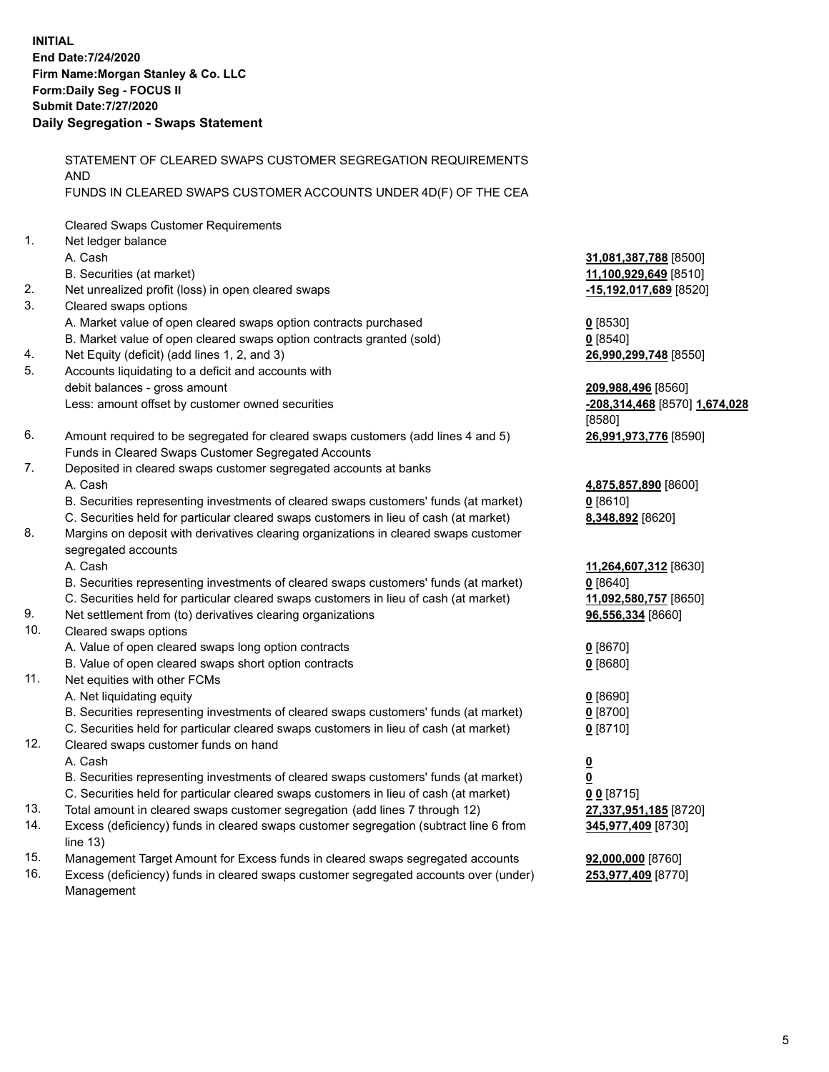**INITIAL**
**End Date:7/24/2020**
**Firm Name:Morgan Stanley & Co. LLC**
**Form:Daily Seg - FOCUS II**
**Submit Date:7/27/2020**
**Daily Segregation - Swaps Statement**

STATEMENT OF CLEARED SWAPS CUSTOMER SEGREGATION REQUIREMENTS AND FUNDS IN CLEARED SWAPS CUSTOMER ACCOUNTS UNDER 4D(F) OF THE CEA

| | | |
|---|---|---|
| | Cleared Swaps Customer Requirements | |
| 1. | Net ledger balance | |
| | A. Cash | **31,081,387,788** [8500] |
| | B. Securities (at market) | **11,100,929,649** [8510] |
| 2. | Net unrealized profit (loss) in open cleared swaps | **-15,192,017,689** [8520] |
| 3. | Cleared swaps options | |
| | A. Market value of open cleared swaps option contracts purchased | **0** [8530] |
| | B. Market value of open cleared swaps option contracts granted (sold) | **0** [8540] |
| 4. | Net Equity (deficit) (add lines 1, 2, and 3) | **26,990,299,748** [8550] |
| 5. | Accounts liquidating to a deficit and accounts with debit balances - gross amount | **209,988,496** [8560] |
| | Less: amount offset by customer owned securities | **-208,314,468** [8570] **1,674,028** [8580] |
| 6. | Amount required to be segregated for cleared swaps customers (add lines 4 and 5) | **26,991,973,776** [8590] |
| | Funds in Cleared Swaps Customer Segregated Accounts | |
| 7. | Deposited in cleared swaps customer segregated accounts at banks | |
| | A. Cash | **4,875,857,890** [8600] |
| | B. Securities representing investments of cleared swaps customers' funds (at market) | **0** [8610] |
| | C. Securities held for particular cleared swaps customers in lieu of cash (at market) | **8,348,892** [8620] |
| 8. | Margins on deposit with derivatives clearing organizations in cleared swaps customer segregated accounts | |
| | A. Cash | **11,264,607,312** [8630] |
| | B. Securities representing investments of cleared swaps customers' funds (at market) | **0** [8640] |
| | C. Securities held for particular cleared swaps customers in lieu of cash (at market) | **11,092,580,757** [8650] |
| 9. | Net settlement from (to) derivatives clearing organizations | **96,556,334** [8660] |
| 10. | Cleared swaps options | |
| | A. Value of open cleared swaps long option contracts | **0** [8670] |
| | B. Value of open cleared swaps short option contracts | **0** [8680] |
| 11. | Net equities with other FCMs | |
| | A. Net liquidating equity | **0** [8690] |
| | B. Securities representing investments of cleared swaps customers' funds (at market) | **0** [8700] |
| | C. Securities held for particular cleared swaps customers in lieu of cash (at market) | **0** [8710] |
| 12. | Cleared swaps customer funds on hand | |
| | A. Cash | **0** |
| | B. Securities representing investments of cleared swaps customers' funds (at market) | **0** |
| | C. Securities held for particular cleared swaps customers in lieu of cash (at market) | **0** **0** [8715] |
| 13. | Total amount in cleared swaps customer segregation (add lines 7 through 12) | **27,337,951,185** [8720] |
| 14. | Excess (deficiency) funds in cleared swaps customer segregation (subtract line 6 from line 13) | **345,977,409** [8730] |
| 15. | Management Target Amount for Excess funds in cleared swaps segregated accounts | **92,000,000** [8760] |
| 16. | Excess (deficiency) funds in cleared swaps customer segregated accounts over (under) Management | **253,977,409** [8770] |